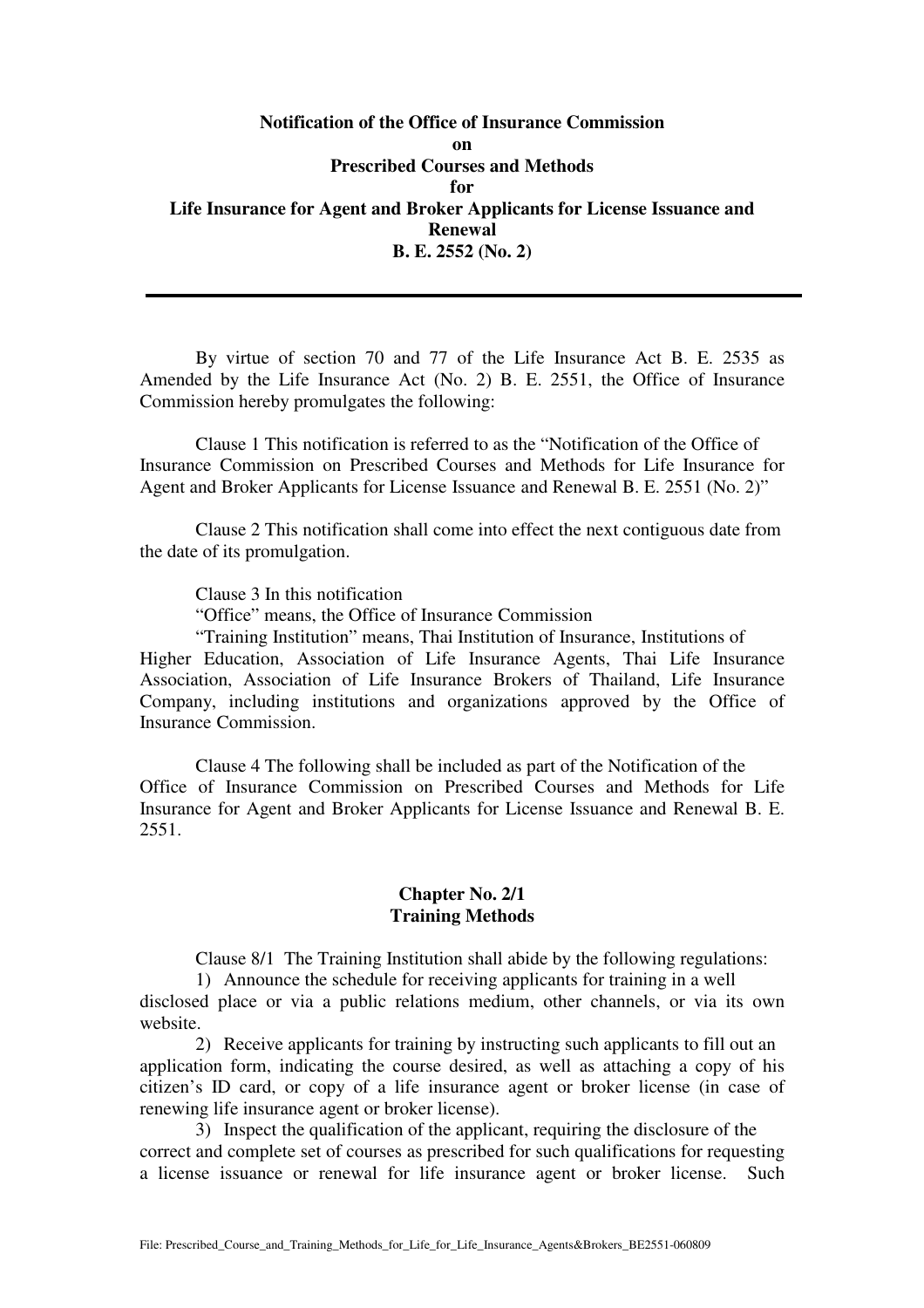**Notification of the Office of Insurance Commission**
**on**
**Prescribed Courses and Methods**
**for**
**Life Insurance for Agent and Broker Applicants for License Issuance and Renewal**
**B. E. 2552 (No. 2)**

---

By virtue of section 70 and 77 of the Life Insurance Act B. E. 2535 as Amended by the Life Insurance Act (No. 2) B. E. 2551, the Office of Insurance Commission hereby promulgates the following:

Clause 1 This notification is referred to as the "Notification of the Office of Insurance Commission on Prescribed Courses and Methods for Life Insurance for Agent and Broker Applicants for License Issuance and Renewal B. E. 2551 (No. 2)"

Clause 2 This notification shall come into effect the next contiguous date from the date of its promulgation.

Clause 3 In this notification

"Office" means, the Office of Insurance Commission

"Training Institution" means, Thai Institution of Insurance, Institutions of Higher Education, Association of Life Insurance Agents, Thai Life Insurance Association, Association of Life Insurance Brokers of Thailand, Life Insurance Company, including institutions and organizations approved by the Office of Insurance Commission.

Clause 4 The following shall be included as part of the Notification of the Office of Insurance Commission on Prescribed Courses and Methods for Life Insurance for Agent and Broker Applicants for License Issuance and Renewal B. E. 2551.

**Chapter No. 2/1**
**Training Methods**

Clause 8/1 The Training Institution shall abide by the following regulations:

1) Announce the schedule for receiving applicants for training in a well disclosed place or via a public relations medium, other channels, or via its own website.

2) Receive applicants for training by instructing such applicants to fill out an application form, indicating the course desired, as well as attaching a copy of his citizen's ID card, or copy of a life insurance agent or broker license (in case of renewing life insurance agent or broker license).

3) Inspect the qualification of the applicant, requiring the disclosure of the correct and complete set of courses as prescribed for such qualifications for requesting a license issuance or renewal for life insurance agent or broker license. Such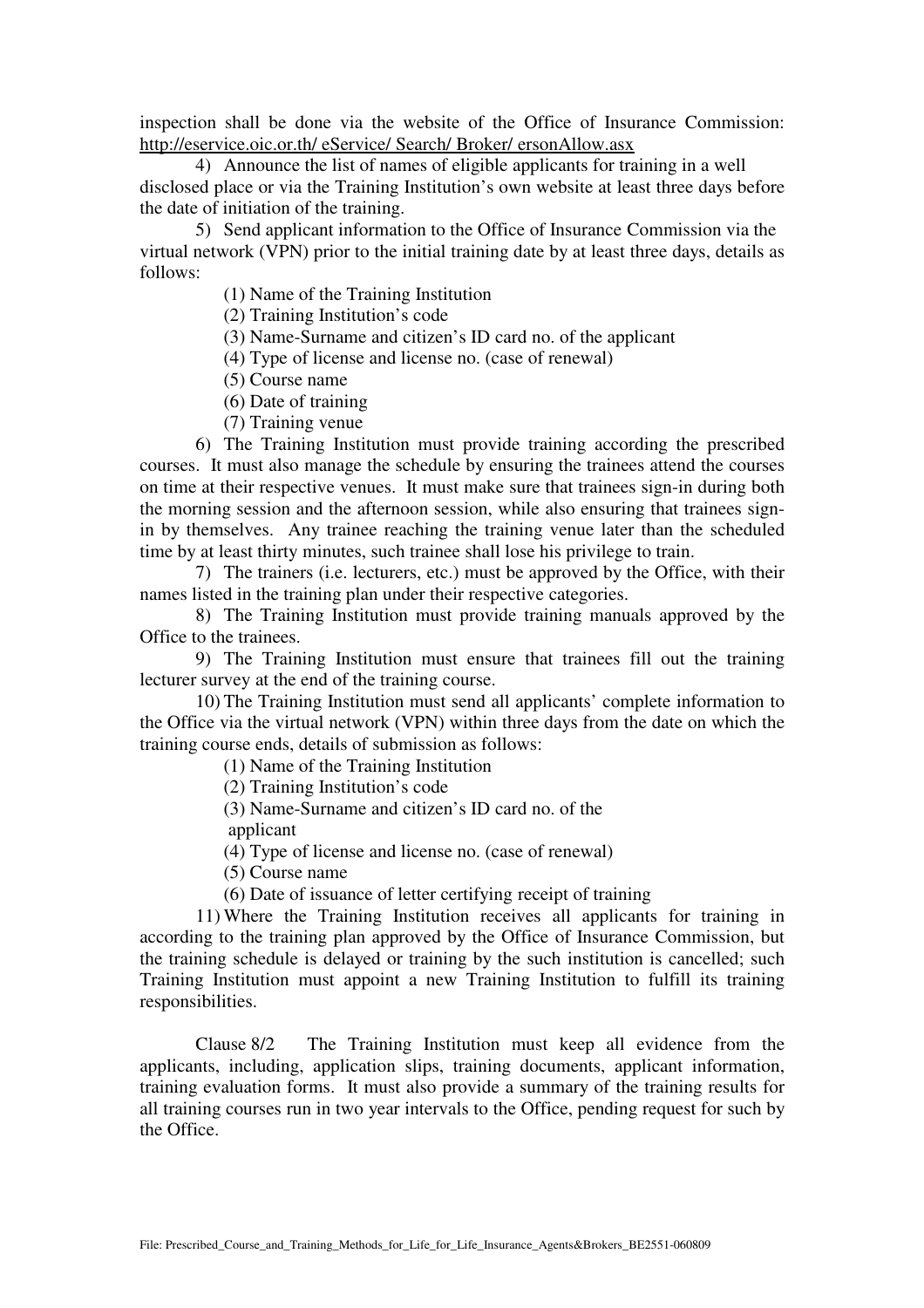inspection shall be done via the website of the Office of Insurance Commission: http://eservice.oic.or.th/ eService/ Search/ Broker/ ersonAllow.asx

4) Announce the list of names of eligible applicants for training in a well disclosed place or via the Training Institution's own website at least three days before the date of initiation of the training.

5) Send applicant information to the Office of Insurance Commission via the virtual network (VPN) prior to the initial training date by at least three days, details as follows:

(1) Name of the Training Institution
(2) Training Institution's code
(3) Name-Surname and citizen's ID card no. of the applicant
(4) Type of license and license no. (case of renewal)
(5) Course name
(6) Date of training
(7) Training venue

6) The Training Institution must provide training according the prescribed courses. It must also manage the schedule by ensuring the trainees attend the courses on time at their respective venues. It must make sure that trainees sign-in during both the morning session and the afternoon session, while also ensuring that trainees sign-in by themselves. Any trainee reaching the training venue later than the scheduled time by at least thirty minutes, such trainee shall lose his privilege to train.

7) The trainers (i.e. lecturers, etc.) must be approved by the Office, with their names listed in the training plan under their respective categories.

8) The Training Institution must provide training manuals approved by the Office to the trainees.

9) The Training Institution must ensure that trainees fill out the training lecturer survey at the end of the training course.

10) The Training Institution must send all applicants' complete information to the Office via the virtual network (VPN) within three days from the date on which the training course ends, details of submission as follows:

(1) Name of the Training Institution
(2) Training Institution's code
(3) Name-Surname and citizen's ID card no. of the applicant
(4) Type of license and license no. (case of renewal)
(5) Course name
(6) Date of issuance of letter certifying receipt of training

11) Where the Training Institution receives all applicants for training in according to the training plan approved by the Office of Insurance Commission, but the training schedule is delayed or training by the such institution is cancelled; such Training Institution must appoint a new Training Institution to fulfill its training responsibilities.

Clause 8/2 The Training Institution must keep all evidence from the applicants, including, application slips, training documents, applicant information, training evaluation forms. It must also provide a summary of the training results for all training courses run in two year intervals to the Office, pending request for such by the Office.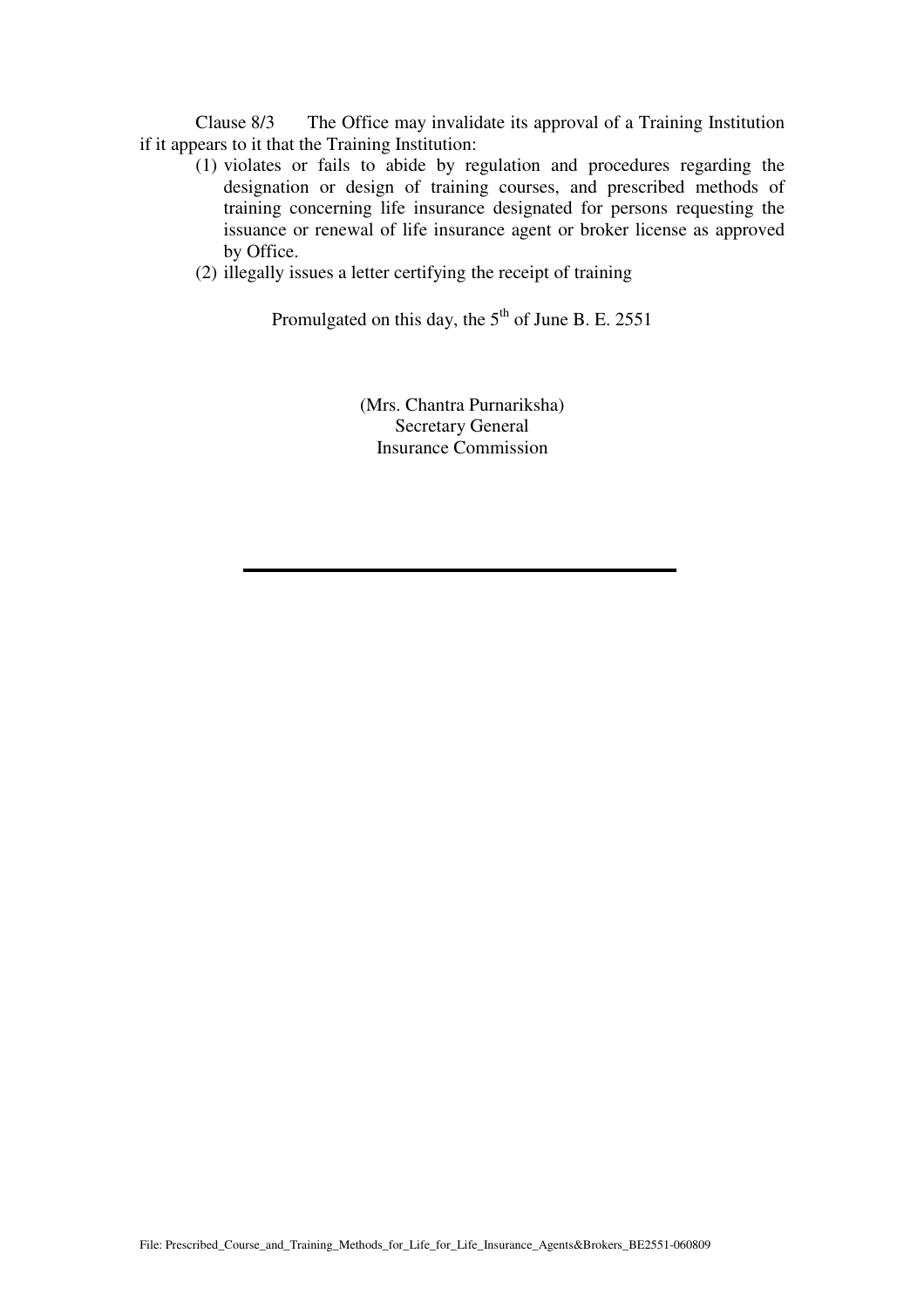Clause 8/3 The Office may invalidate its approval of a Training Institution if it appears to it that the Training Institution:

(1) violates or fails to abide by regulation and procedures regarding the designation or design of training courses, and prescribed methods of training concerning life insurance designated for persons requesting the issuance or renewal of life insurance agent or broker license as approved by Office.

(2) illegally issues a letter certifying the receipt of training

Promulgated on this day, the 5th of June B. E. 2551

(Mrs. Chantra Purnariksha)
Secretary General
Insurance Commission

---

File: Prescribed_Course_and_Training_Methods_for_Life_for_Life_Insurance_Agents&Brokers_BE2551-060809